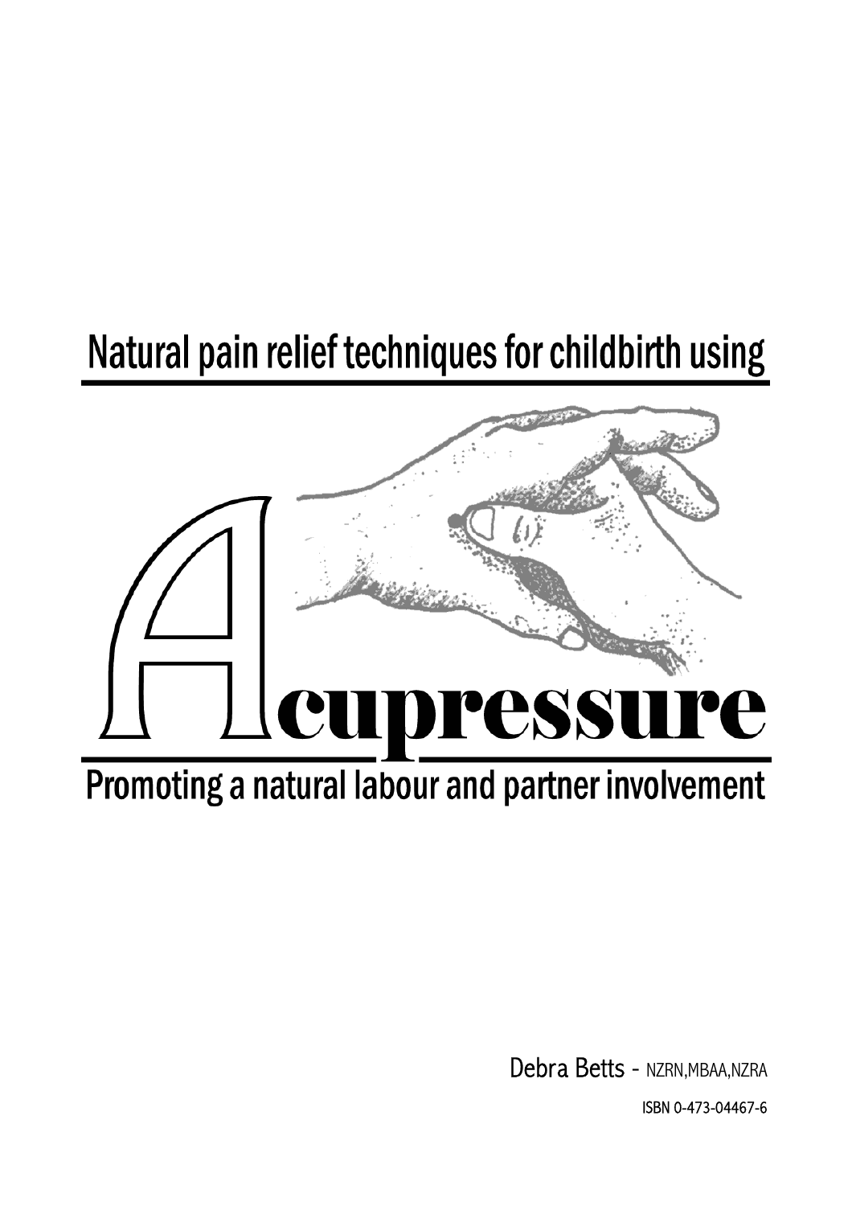Natural pain relief techniques for childbirth using

# Acupressure

Promoting a natural labour and partner involvement

Debra Betts - NZRN,MBAA,NZRA

ISBN 0-473-04467-6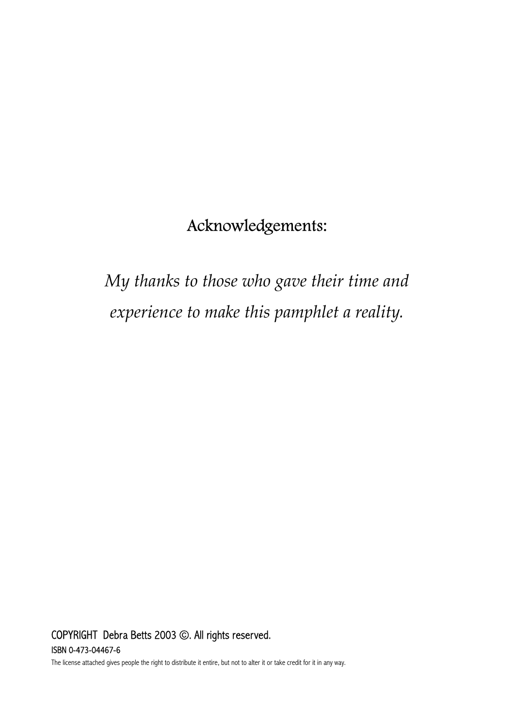## Acknowledgements:

*My thanks to those who gave their time and experience to make this pamphlet a reality.*

COPYRIGHT Debra Betts 2003 ©. All rights reserved.

ISBN 0-473-04467-6

The license attached gives people the right to distribute it entire, but not to alter it or take credit for it in any way.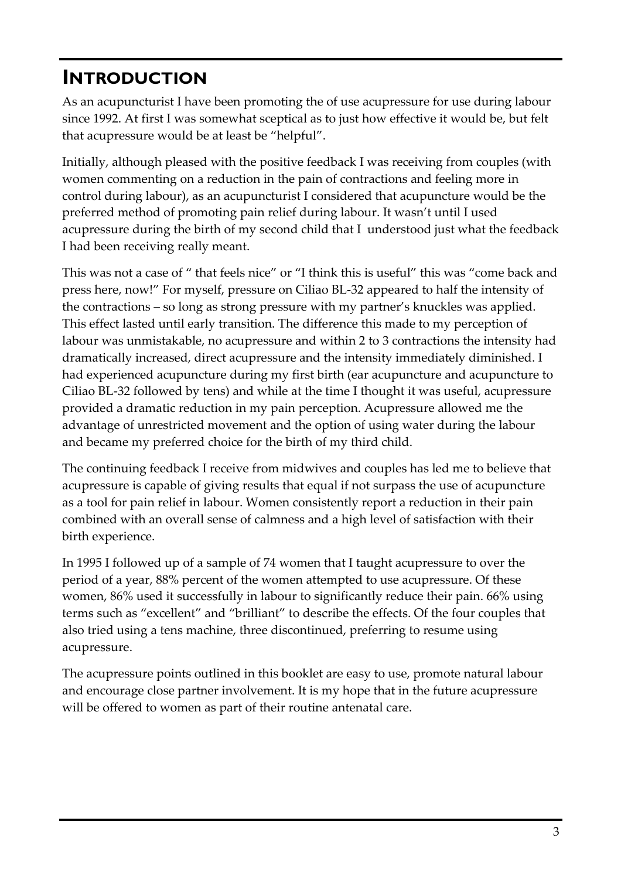# Introduction

As an acupuncturist I have been promoting the of use acupressure for use during labour since 1992. At first I was somewhat sceptical as to just how effective it would be, but felt that acupressure would be at least be "helpful".

Initially, although pleased with the positive feedback I was receiving from couples (with women commenting on a reduction in the pain of contractions and feeling more in control during labour), as an acupuncturist I considered that acupuncture would be the preferred method of promoting pain relief during labour. It wasn't until I used acupressure during the birth of my second child that I understood just what the feedback I had been receiving really meant.

This was not a case of " that feels nice" or "I think this is useful" this was "come back and press here, now!" For myself, pressure on Ciliao BL-32 appeared to half the intensity of the contractions – so long as strong pressure with my partner's knuckles was applied. This effect lasted until early transition. The difference this made to my perception of labour was unmistakable, no acupressure and within 2 to 3 contractions the intensity had dramatically increased, direct acupressure and the intensity immediately diminished. I had experienced acupuncture during my first birth (ear acupuncture and acupuncture to Ciliao BL-32 followed by tens) and while at the time I thought it was useful, acupressure provided a dramatic reduction in my pain perception. Acupressure allowed me the advantage of unrestricted movement and the option of using water during the labour and became my preferred choice for the birth of my third child.

The continuing feedback I receive from midwives and couples has led me to believe that acupressure is capable of giving results that equal if not surpass the use of acupuncture as a tool for pain relief in labour. Women consistently report a reduction in their pain combined with an overall sense of calmness and a high level of satisfaction with their birth experience.

In 1995 I followed up of a sample of 74 women that I taught acupressure to over the period of a year, 88% percent of the women attempted to use acupressure. Of these women, 86% used it successfully in labour to significantly reduce their pain. 66% using terms such as "excellent" and "brilliant" to describe the effects. Of the four couples that also tried using a tens machine, three discontinued, preferring to resume using acupressure.

The acupressure points outlined in this booklet are easy to use, promote natural labour and encourage close partner involvement. It is my hope that in the future acupressure will be offered to women as part of their routine antenatal care.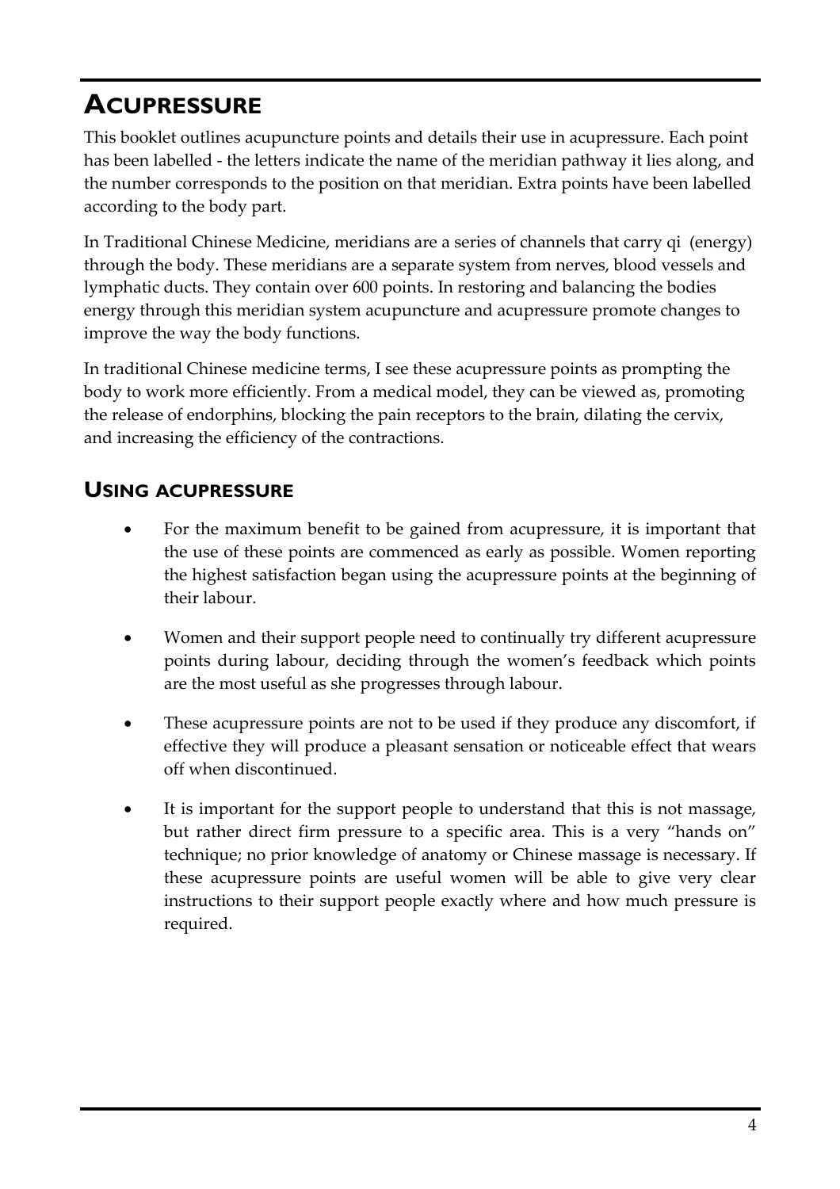# ACUPRESSURE

This booklet outlines acupuncture points and details their use in acupressure. Each point has been labelled - the letters indicate the name of the meridian pathway it lies along, and the number corresponds to the position on that meridian. Extra points have been labelled according to the body part.

In Traditional Chinese Medicine, meridians are a series of channels that carry qi (energy) through the body. These meridians are a separate system from nerves, blood vessels and lymphatic ducts. They contain over 600 points. In restoring and balancing the bodies energy through this meridian system acupuncture and acupressure promote changes to improve the way the body functions.

In traditional Chinese medicine terms, I see these acupressure points as prompting the body to work more efficiently. From a medical model, they can be viewed as, promoting the release of endorphins, blocking the pain receptors to the brain, dilating the cervix, and increasing the efficiency of the contractions.

## USING ACUPRESSURE

- For the maximum benefit to be gained from acupressure, it is important that the use of these points are commenced as early as possible. Women reporting the highest satisfaction began using the acupressure points at the beginning of their labour.
- Women and their support people need to continually try different acupressure points during labour, deciding through the women's feedback which points are the most useful as she progresses through labour.
- These acupressure points are not to be used if they produce any discomfort, if effective they will produce a pleasant sensation or noticeable effect that wears off when discontinued.
- It is important for the support people to understand that this is not massage, but rather direct firm pressure to a specific area. This is a very "hands on" technique; no prior knowledge of anatomy or Chinese massage is necessary. If these acupressure points are useful women will be able to give very clear instructions to their support people exactly where and how much pressure is required.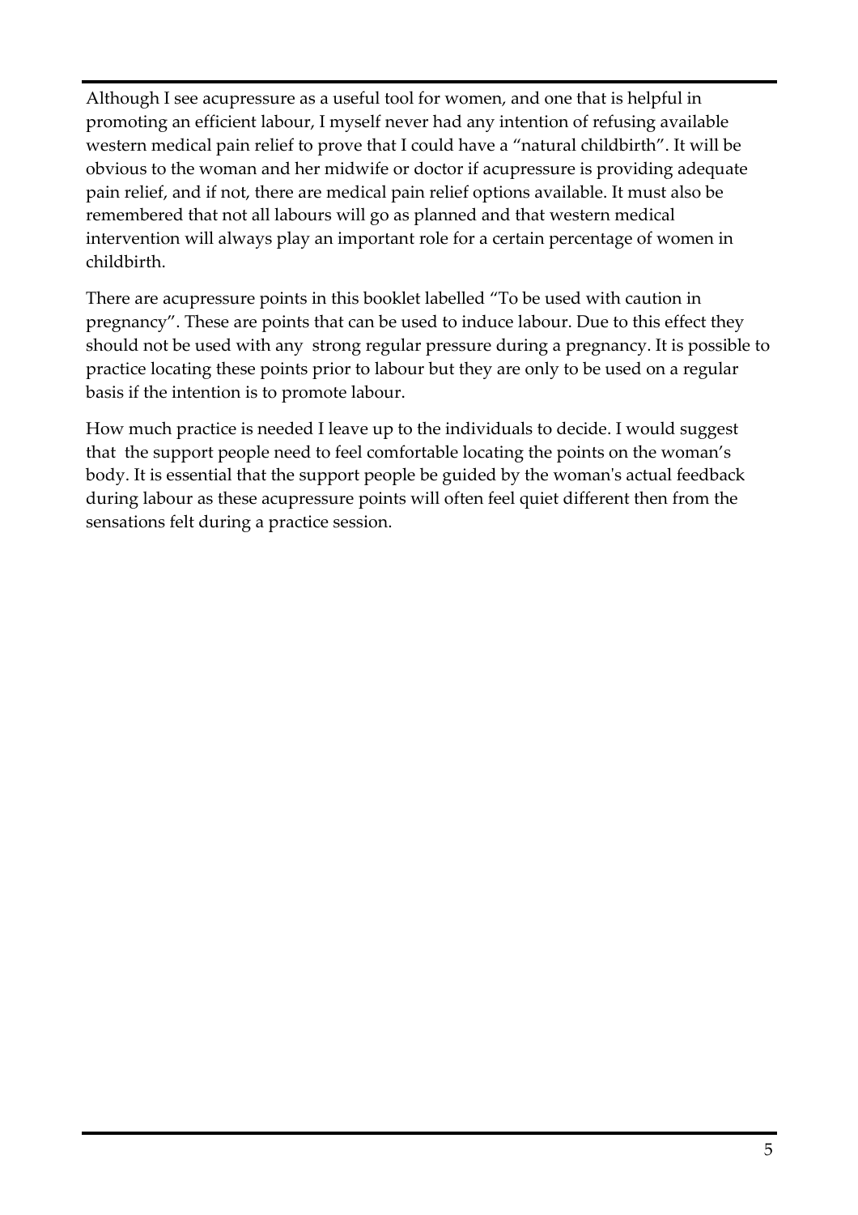Although I see acupressure as a useful tool for women, and one that is helpful in promoting an efficient labour, I myself never had any intention of refusing available western medical pain relief to prove that I could have a "natural childbirth". It will be obvious to the woman and her midwife or doctor if acupressure is providing adequate pain relief, and if not, there are medical pain relief options available. It must also be remembered that not all labours will go as planned and that western medical intervention will always play an important role for a certain percentage of women in childbirth.

There are acupressure points in this booklet labelled "To be used with caution in pregnancy". These are points that can be used to induce labour. Due to this effect they should not be used with any  strong regular pressure during a pregnancy. It is possible to practice locating these points prior to labour but they are only to be used on a regular basis if the intention is to promote labour.

How much practice is needed I leave up to the individuals to decide. I would suggest that  the support people need to feel comfortable locating the points on the woman's body. It is essential that the support people be guided by the woman's actual feedback during labour as these acupressure points will often feel quiet different then from the sensations felt during a practice session.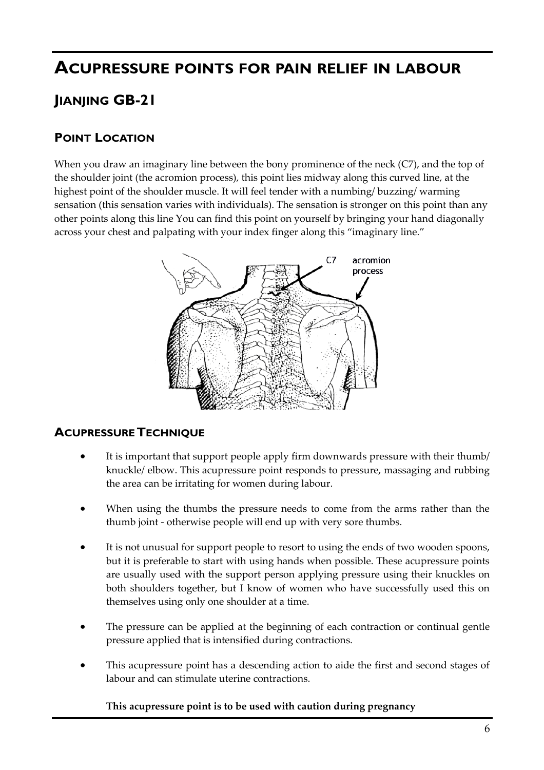# ACUPRESSURE POINTS FOR PAIN RELIEF IN LABOUR

## JIANJING GB-21

### POINT LOCATION

When you draw an imaginary line between the bony prominence of the neck (C7), and the top of the shoulder joint (the acromion process), this point lies midway along this curved line, at the highest point of the shoulder muscle. It will feel tender with a numbing/ buzzing/ warming sensation (this sensation varies with individuals). The sensation is stronger on this point than any other points along this line You can find this point on yourself by bringing your hand diagonally across your chest and palpating with your index finger along this "imaginary line."

### ACUPRESSURE TECHNIQUE

- It is important that support people apply firm downwards pressure with their thumb/ knuckle/ elbow. This acupressure point responds to pressure, massaging and rubbing the area can be irritating for women during labour.
- When using the thumbs the pressure needs to come from the arms rather than the thumb joint - otherwise people will end up with very sore thumbs.
- It is not unusual for support people to resort to using the ends of two wooden spoons, but it is preferable to start with using hands when possible. These acupressure points are usually used with the support person applying pressure using their knuckles on both shoulders together, but I know of women who have successfully used this on themselves using only one shoulder at a time.
- The pressure can be applied at the beginning of each contraction or continual gentle pressure applied that is intensified during contractions.
- This acupressure point has a descending action to aide the first and second stages of labour and can stimulate uterine contractions.

**This acupressure point is to be used with caution during pregnancy**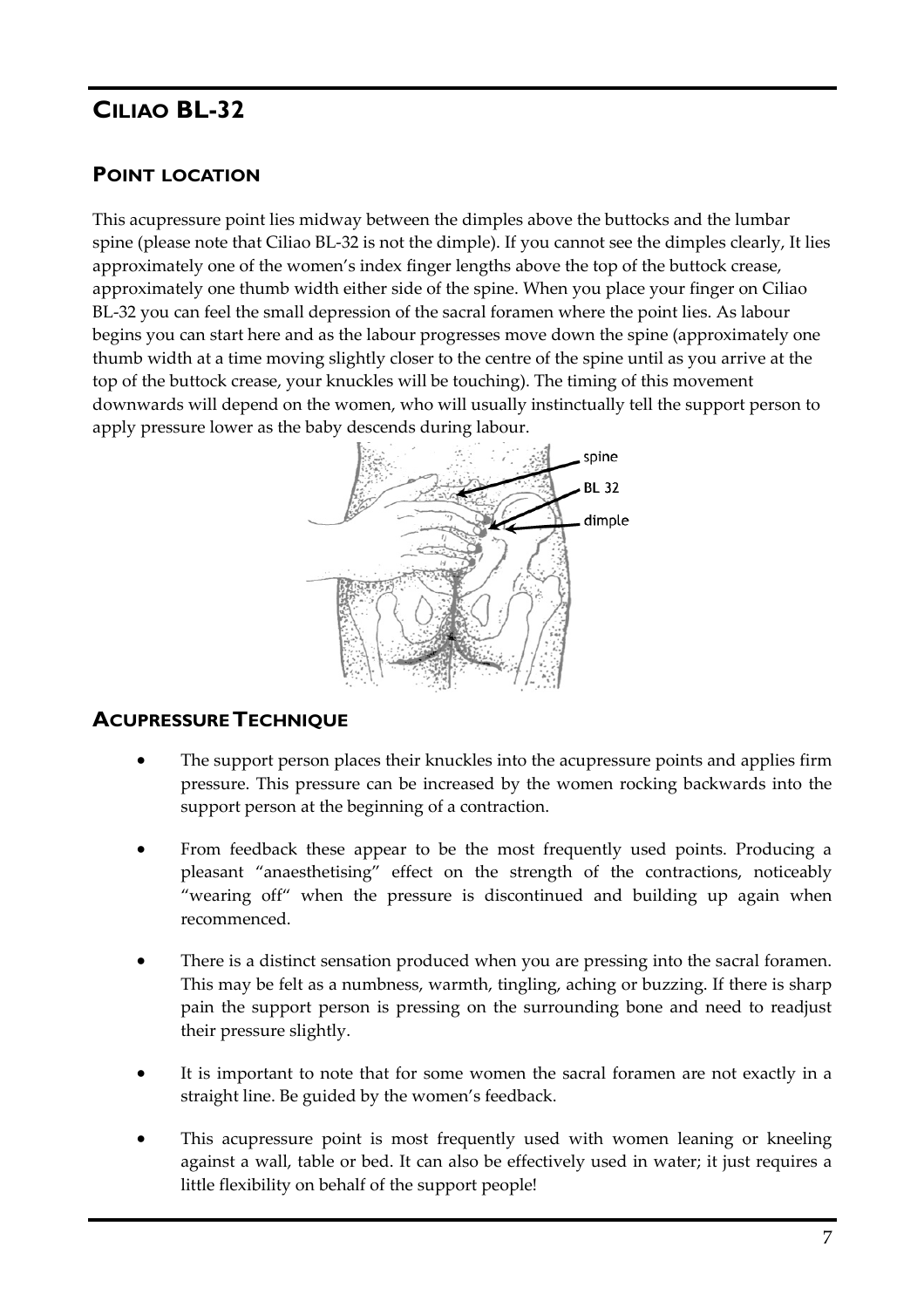# CILIAO BL-32

## POINT LOCATION

This acupressure point lies midway between the dimples above the buttocks and the lumbar spine (please note that Ciliao BL-32 is not the dimple). If you cannot see the dimples clearly, It lies approximately one of the women's index finger lengths above the top of the buttock crease, approximately one thumb width either side of the spine. When you place your finger on Ciliao BL-32 you can feel the small depression of the sacral foramen where the point lies. As labour begins you can start here and as the labour progresses move down the spine (approximately one thumb width at a time moving slightly closer to the centre of the spine until as you arrive at the top of the buttock crease, your knuckles will be touching). The timing of this movement downwards will depend on the women, who will usually instinctually tell the support person to apply pressure lower as the baby descends during labour.

## ACUPRESSURE TECHNIQUE

- The support person places their knuckles into the acupressure points and applies firm pressure. This pressure can be increased by the women rocking backwards into the support person at the beginning of a contraction.
- From feedback these appear to be the most frequently used points. Producing a pleasant "anaesthetising" effect on the strength of the contractions, noticeably "wearing off" when the pressure is discontinued and building up again when recommenced.
- There is a distinct sensation produced when you are pressing into the sacral foramen. This may be felt as a numbness, warmth, tingling, aching or buzzing. If there is sharp pain the support person is pressing on the surrounding bone and need to readjust their pressure slightly.
- It is important to note that for some women the sacral foramen are not exactly in a straight line. Be guided by the women's feedback.
- This acupressure point is most frequently used with women leaning or kneeling against a wall, table or bed. It can also be effectively used in water; it just requires a little flexibility on behalf of the support people!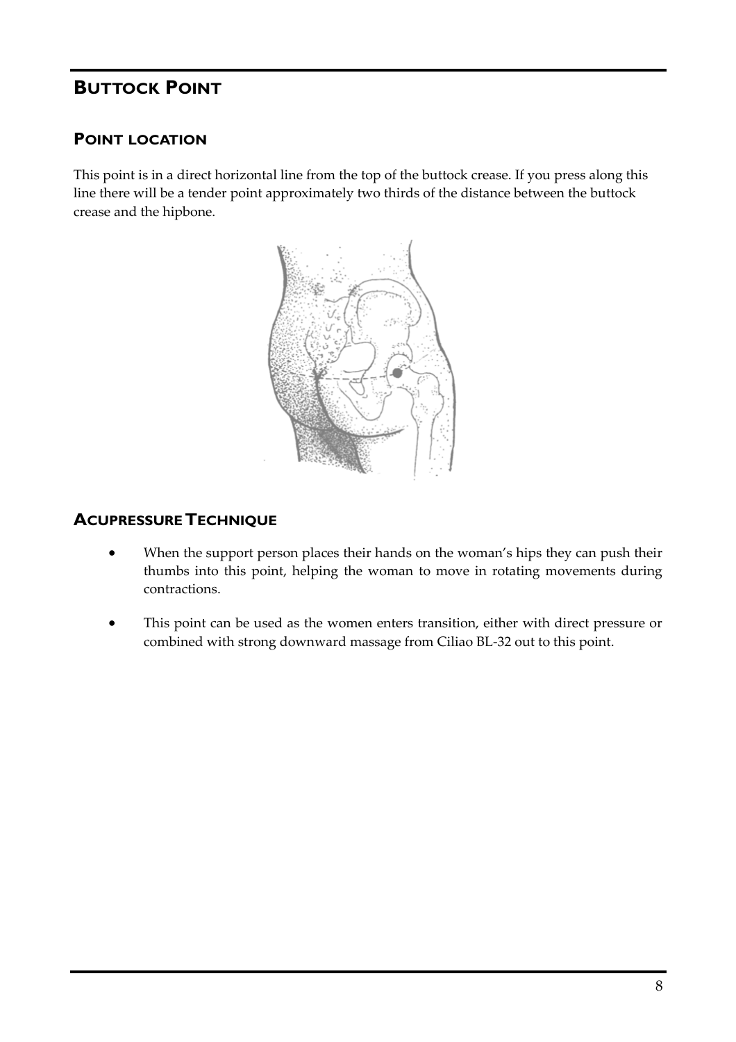## BUTTOCK POINT

### POINT LOCATION

This point is in a direct horizontal line from the top of the buttock crease. If you press along this line there will be a tender point approximately two thirds of the distance between the buttock crease and the hipbone.

### ACUPRESSURE TECHNIQUE

- When the support person places their hands on the woman's hips they can push their thumbs into this point, helping the woman to move in rotating movements during contractions.
- This point can be used as the women enters transition, either with direct pressure or combined with strong downward massage from Ciliao BL-32 out to this point.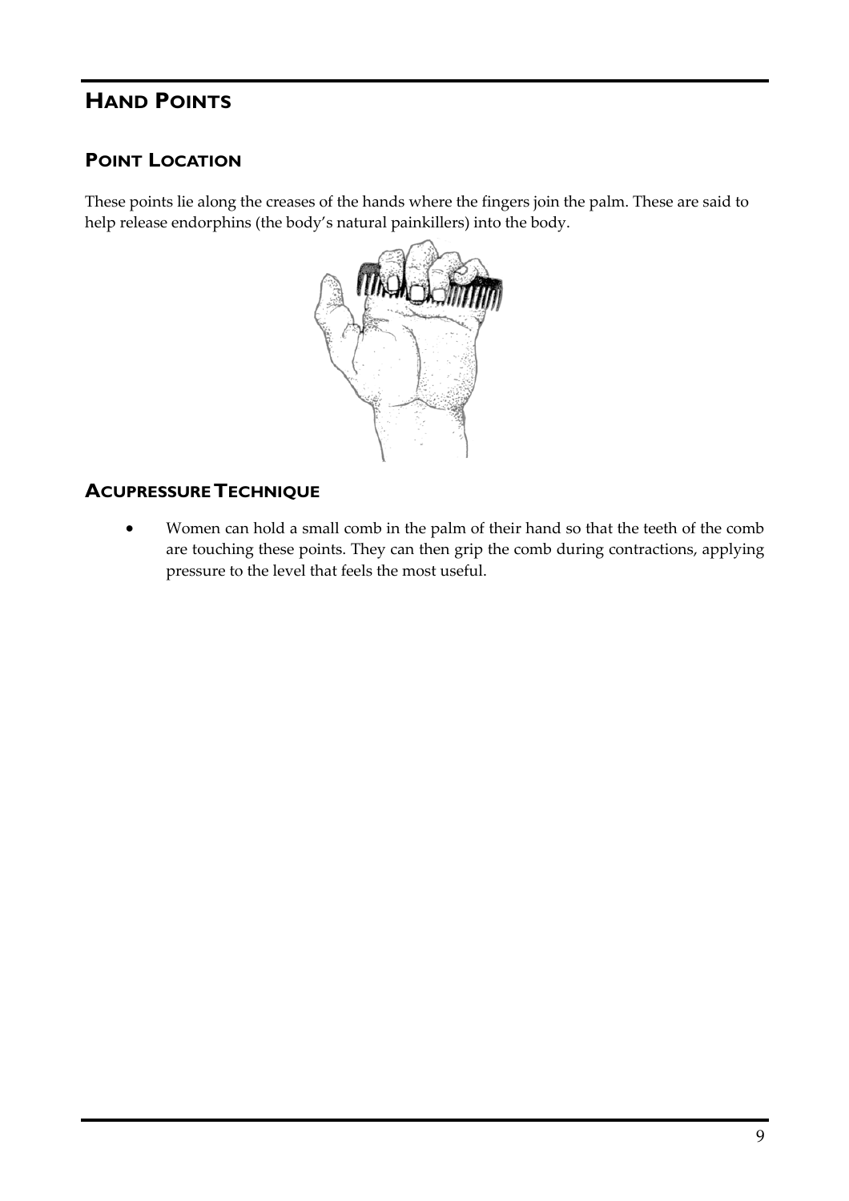# HAND POINTS

## POINT LOCATION

These points lie along the creases of the hands where the fingers join the palm. These are said to help release endorphins (the body's natural painkillers) into the body.

## ACUPRESSURE TECHNIQUE

- Women can hold a small comb in the palm of their hand so that the teeth of the comb are touching these points. They can then grip the comb during contractions, applying pressure to the level that feels the most useful.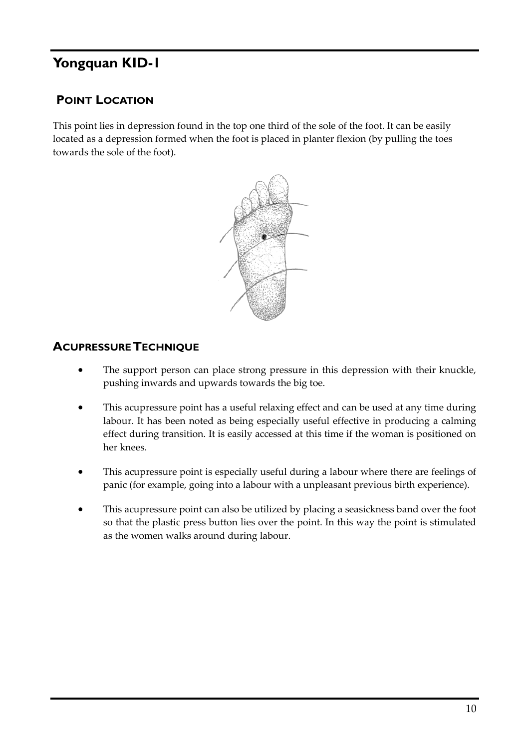# Yongquan KID-1

## Point Location

This point lies in depression found in the top one third of the sole of the foot. It can be easily located as a depression formed when the foot is placed in planter flexion (by pulling the toes towards the sole of the foot).

## Acupressure Technique

- The support person can place strong pressure in this depression with their knuckle, pushing inwards and upwards towards the big toe.
- This acupressure point has a useful relaxing effect and can be used at any time during labour. It has been noted as being especially useful effective in producing a calming effect during transition. It is easily accessed at this time if the woman is positioned on her knees.
- This acupressure point is especially useful during a labour where there are feelings of panic (for example, going into a labour with a unpleasant previous birth experience).
- This acupressure point can also be utilized by placing a seasickness band over the foot so that the plastic press button lies over the point. In this way the point is stimulated as the women walks around during labour.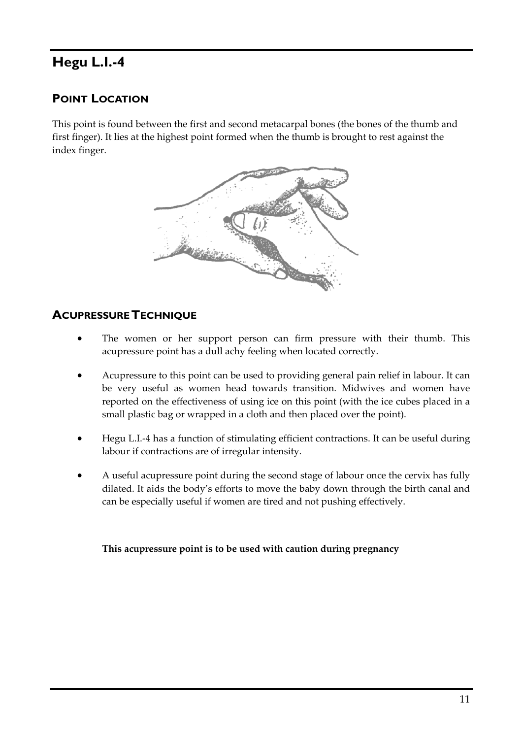# Hegu L.I.-4

## Point Location

This point is found between the first and second metacarpal bones (the bones of the thumb and first finger). It lies at the highest point formed when the thumb is brought to rest against the index finger.

## Acupressure Technique

- The women or her support person can firm pressure with their thumb. This acupressure point has a dull achy feeling when located correctly.
- Acupressure to this point can be used to providing general pain relief in labour. It can be very useful as women head towards transition. Midwives and women have reported on the effectiveness of using ice on this point (with the ice cubes placed in a small plastic bag or wrapped in a cloth and then placed over the point).
- Hegu L.I.-4 has a function of stimulating efficient contractions. It can be useful during labour if contractions are of irregular intensity.
- A useful acupressure point during the second stage of labour once the cervix has fully dilated. It aids the body's efforts to move the baby down through the birth canal and can be especially useful if women are tired and not pushing effectively.

**This acupressure point is to be used with caution during pregnancy**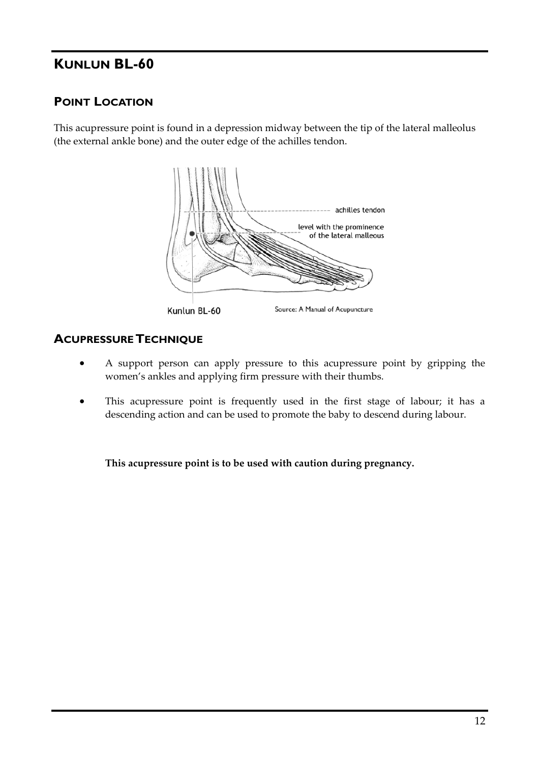# KUNLUN BL-60

## POINT LOCATION

This acupressure point is found in a depression midway between the tip of the lateral malleolus (the external ankle bone) and the outer edge of the achilles tendon.

Kunlun BL-60

Source: A Manual of Acupuncture

## ACUPRESSURE TECHNIQUE

- A support person can apply pressure to this acupressure point by gripping the women's ankles and applying firm pressure with their thumbs.
- This acupressure point is frequently used in the first stage of labour; it has a descending action and can be used to promote the baby to descend during labour.

**This acupressure point is to be used with caution during pregnancy.**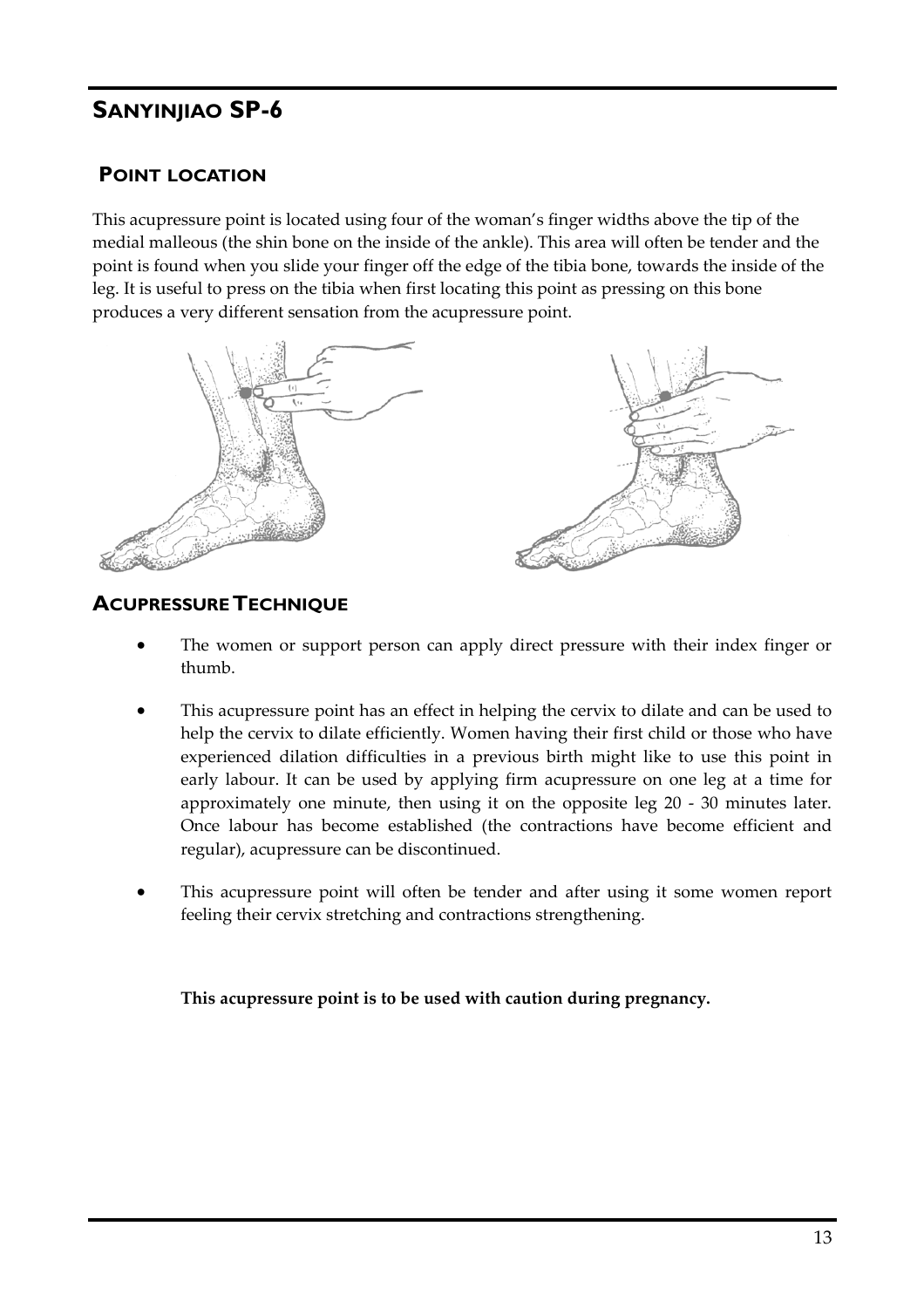# SANYINJIAO SP-6

## POINT LOCATION

This acupressure point is located using four of the woman's finger widths above the tip of the medial malleous (the shin bone on the inside of the ankle). This area will often be tender and the point is found when you slide your finger off the edge of the tibia bone, towards the inside of the leg. It is useful to press on the tibia when first locating this point as pressing on this bone produces a very different sensation from the acupressure point.

## ACUPRESSURE TECHNIQUE

- The women or support person can apply direct pressure with their index finger or thumb.
- This acupressure point has an effect in helping the cervix to dilate and can be used to help the cervix to dilate efficiently. Women having their first child or those who have experienced dilation difficulties in a previous birth might like to use this point in early labour. It can be used by applying firm acupressure on one leg at a time for approximately one minute, then using it on the opposite leg 20 - 30 minutes later. Once labour has become established (the contractions have become efficient and regular), acupressure can be discontinued.
- This acupressure point will often be tender and after using it some women report feeling their cervix stretching and contractions strengthening.

**This acupressure point is to be used with caution during pregnancy.**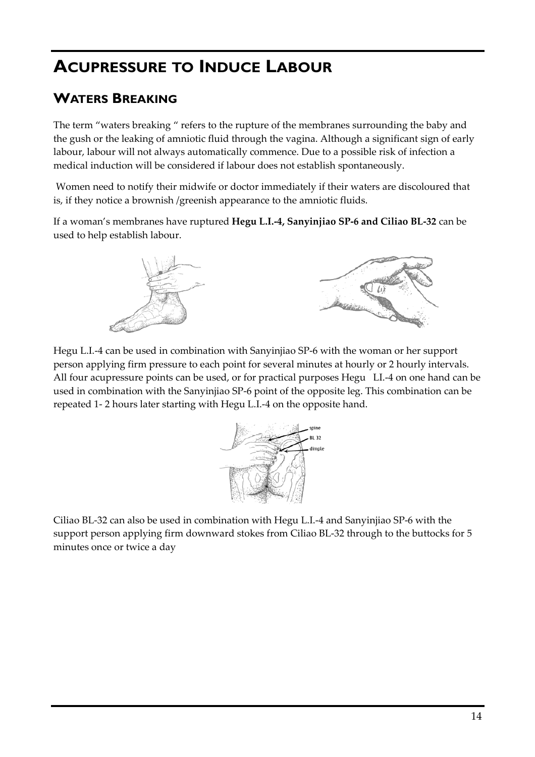# Acupressure to Induce Labour

## Waters Breaking

The term "waters breaking " refers to the rupture of the membranes surrounding the baby and the gush or the leaking of amniotic fluid through the vagina. Although a significant sign of early labour, labour will not always automatically commence. Due to a possible risk of infection a medical induction will be considered if labour does not establish spontaneously.

Women need to notify their midwife or doctor immediately if their waters are discoloured that is, if they notice a brownish /greenish appearance to the amniotic fluids.

If a woman's membranes have ruptured **Hegu L.I.-4, Sanyinjiao SP-6 and Ciliao BL-32** can be used to help establish labour.

Hegu L.I.-4 can be used in combination with Sanyinjiao SP-6 with the woman or her support person applying firm pressure to each point for several minutes at hourly or 2 hourly intervals. All four acupressure points can be used, or for practical purposes Hegu LI.-4 on one hand can be used in combination with the Sanyinjiao SP-6 point of the opposite leg. This combination can be repeated 1- 2 hours later starting with Hegu L.I.-4 on the opposite hand.

spine
BL 32
dimple

Ciliao BL-32 can also be used in combination with Hegu L.I.-4 and Sanyinjiao SP-6 with the support person applying firm downward stokes from Ciliao BL-32 through to the buttocks for 5 minutes once or twice a day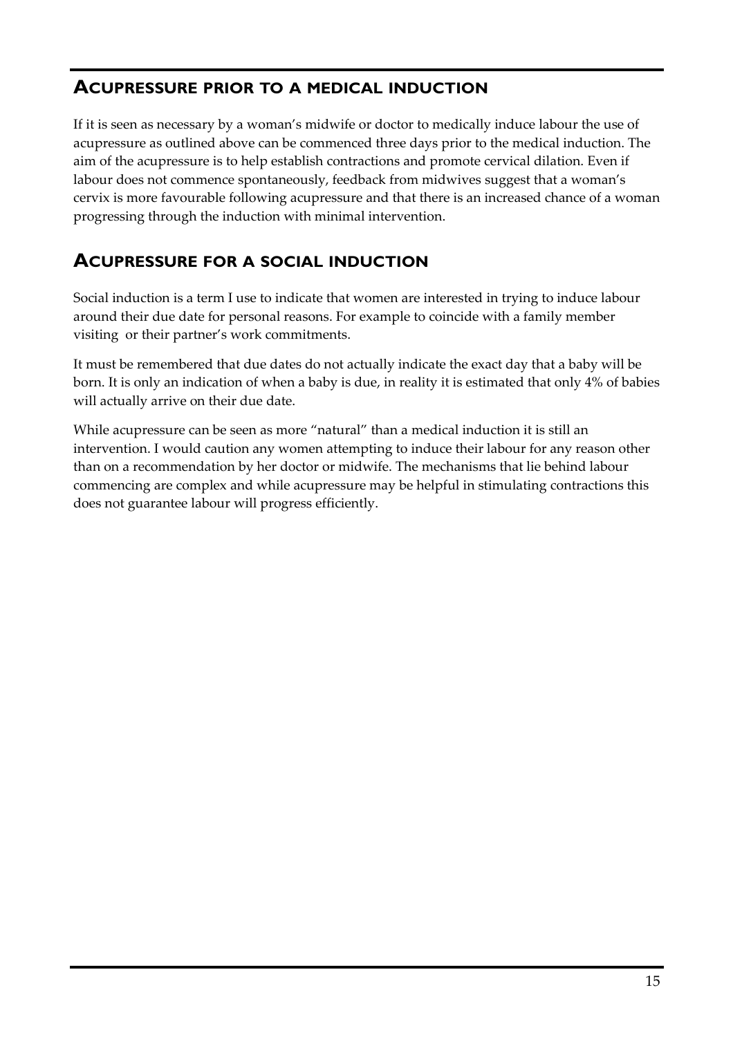## ACUPRESSURE PRIOR TO A MEDICAL INDUCTION

If it is seen as necessary by a woman's midwife or doctor to medically induce labour the use of acupressure as outlined above can be commenced three days prior to the medical induction. The aim of the acupressure is to help establish contractions and promote cervical dilation. Even if labour does not commence spontaneously, feedback from midwives suggest that a woman's cervix is more favourable following acupressure and that there is an increased chance of a woman progressing through the induction with minimal intervention.

## ACUPRESSURE FOR A SOCIAL INDUCTION

Social induction is a term I use to indicate that women are interested in trying to induce labour around their due date for personal reasons. For example to coincide with a family member visiting or their partner's work commitments.

It must be remembered that due dates do not actually indicate the exact day that a baby will be born. It is only an indication of when a baby is due, in reality it is estimated that only 4% of babies will actually arrive on their due date.

While acupressure can be seen as more "natural" than a medical induction it is still an intervention. I would caution any women attempting to induce their labour for any reason other than on a recommendation by her doctor or midwife. The mechanisms that lie behind labour commencing are complex and while acupressure may be helpful in stimulating contractions this does not guarantee labour will progress efficiently.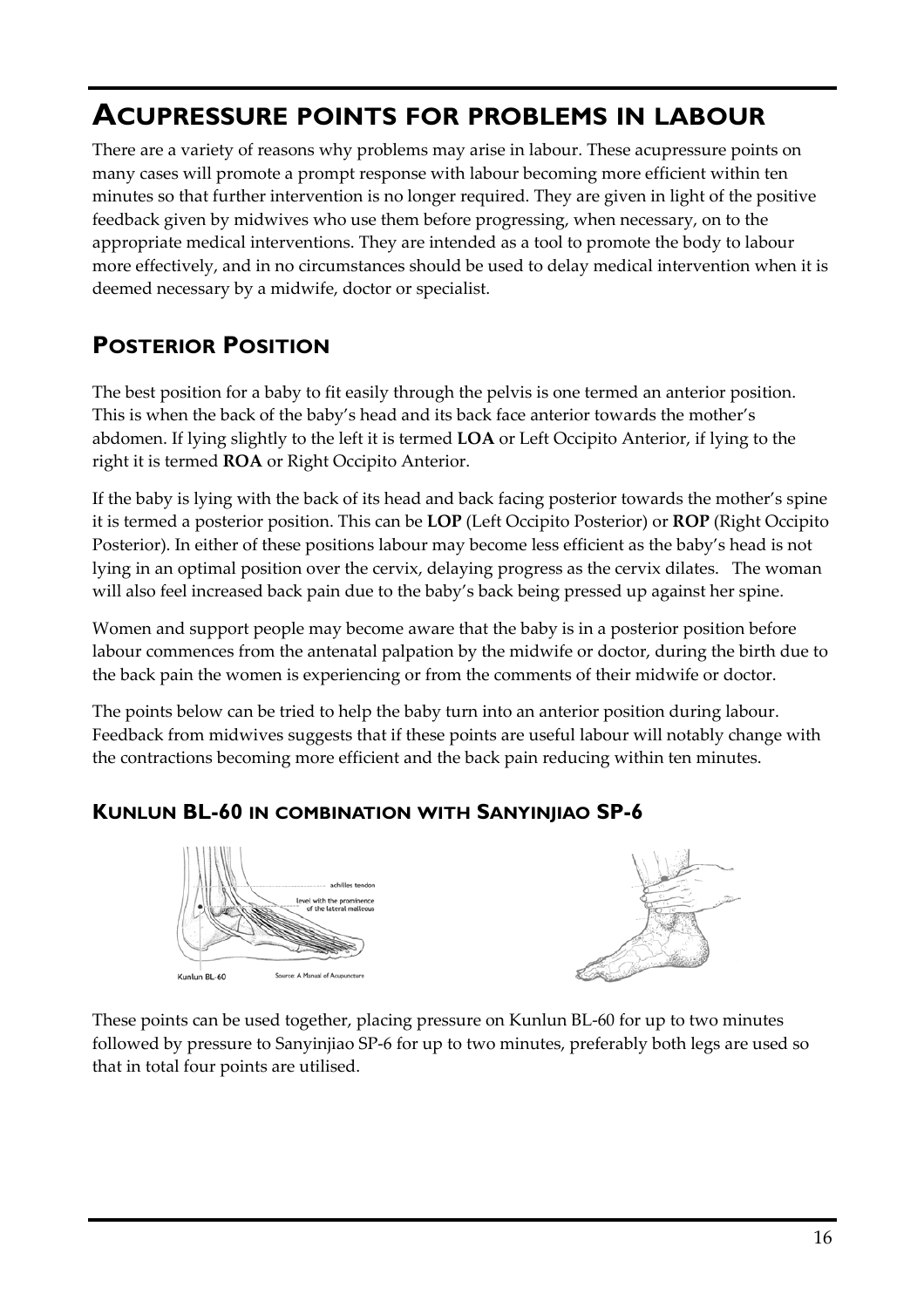# ACUPRESSURE POINTS FOR PROBLEMS IN LABOUR

There are a variety of reasons why problems may arise in labour. These acupressure points on many cases will promote a prompt response with labour becoming more efficient within ten minutes so that further intervention is no longer required. They are given in light of the positive feedback given by midwives who use them before progressing, when necessary, on to the appropriate medical interventions. They are intended as a tool to promote the body to labour more effectively, and in no circumstances should be used to delay medical intervention when it is deemed necessary by a midwife, doctor or specialist.

## POSTERIOR POSITION

The best position for a baby to fit easily through the pelvis is one termed an anterior position. This is when the back of the baby's head and its back face anterior towards the mother's abdomen. If lying slightly to the left it is termed **LOA** or Left Occipito Anterior, if lying to the right it is termed **ROA** or Right Occipito Anterior.

If the baby is lying with the back of its head and back facing posterior towards the mother's spine it is termed a posterior position. This can be **LOP** (Left Occipito Posterior) or **ROP** (Right Occipito Posterior). In either of these positions labour may become less efficient as the baby's head is not lying in an optimal position over the cervix, delaying progress as the cervix dilates. The woman will also feel increased back pain due to the baby's back being pressed up against her spine.

Women and support people may become aware that the baby is in a posterior position before labour commences from the antenatal palpation by the midwife or doctor, during the birth due to the back pain the women is experiencing or from the comments of their midwife or doctor.

The points below can be tried to help the baby turn into an anterior position during labour. Feedback from midwives suggests that if these points are useful labour will notably change with the contractions becoming more efficient and the back pain reducing within ten minutes.

### KUNLUN BL-60 IN COMBINATION WITH SANYINJIAO SP-6

achilles tendon

level with the prominence of the lateral malleous

Kunlun BL-60

Source: A Manual of Acupuncture

These points can be used together, placing pressure on Kunlun BL-60 for up to two minutes followed by pressure to Sanyinjiao SP-6 for up to two minutes, preferably both legs are used so that in total four points are utilised.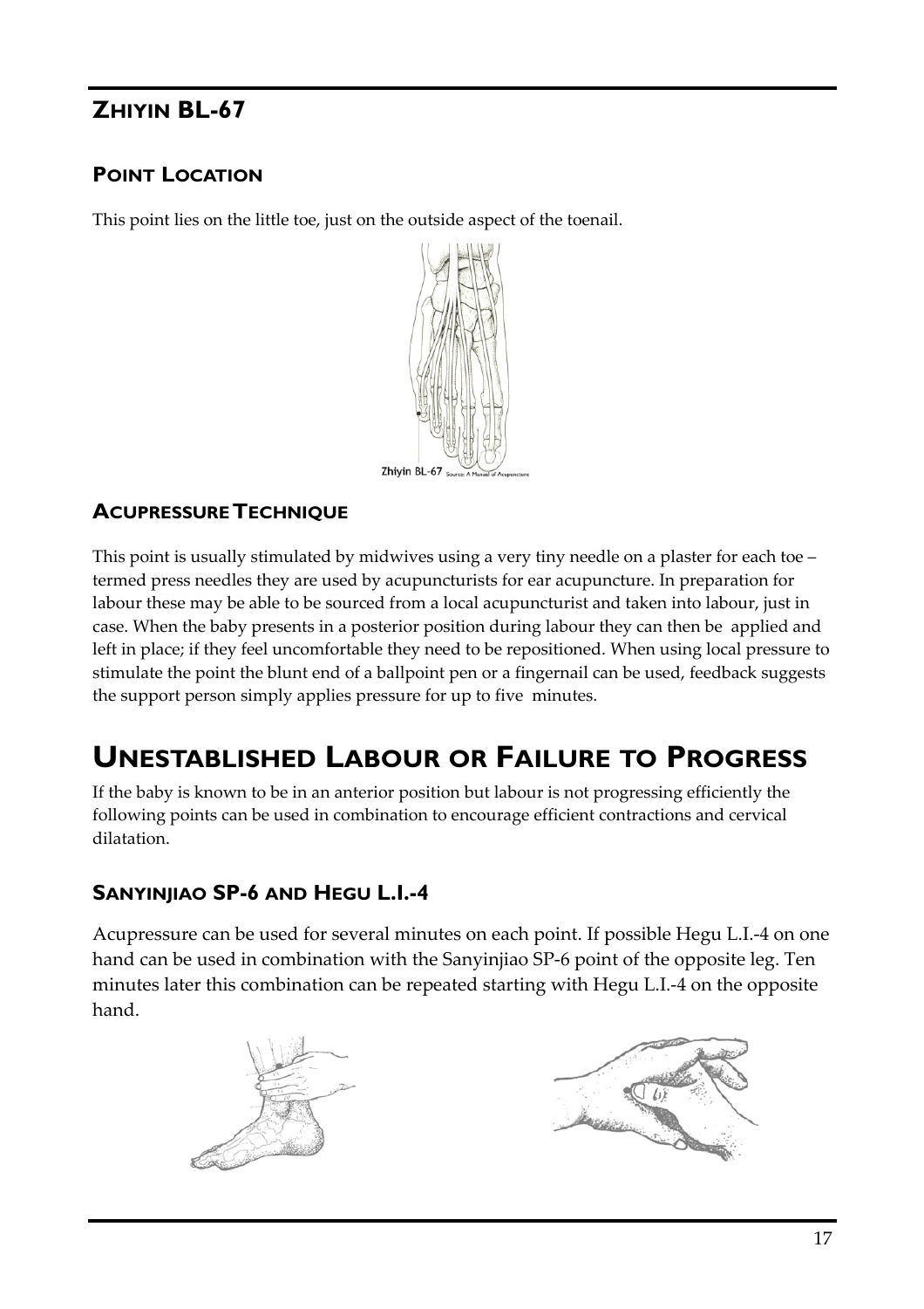## ZHIYIN BL-67

### POINT LOCATION

This point lies on the little toe, just on the outside aspect of the toenail.

Zhiyin BL-67 Source: A Manual of Acupuncture

### ACUPRESSURE TECHNIQUE

This point is usually stimulated by midwives using a very tiny needle on a plaster for each toe – termed press needles they are used by acupuncturists for ear acupuncture. In preparation for labour these may be able to be sourced from a local acupuncturist and taken into labour, just in case. When the baby presents in a posterior position during labour they can then be applied and left in place; if they feel uncomfortable they need to be repositioned. When using local pressure to stimulate the point the blunt end of a ballpoint pen or a fingernail can be used, feedback suggests the support person simply applies pressure for up to five minutes.

# UNESTABLISHED LABOUR OR FAILURE TO PROGRESS

If the baby is known to be in an anterior position but labour is not progressing efficiently the following points can be used in combination to encourage efficient contractions and cervical dilatation.

### SANYINJIAO SP-6 AND HEGU L.I.-4

Acupressure can be used for several minutes on each point. If possible Hegu L.I.-4 on one hand can be used in combination with the Sanyinjiao SP-6 point of the opposite leg. Ten minutes later this combination can be repeated starting with Hegu L.I.-4 on the opposite hand.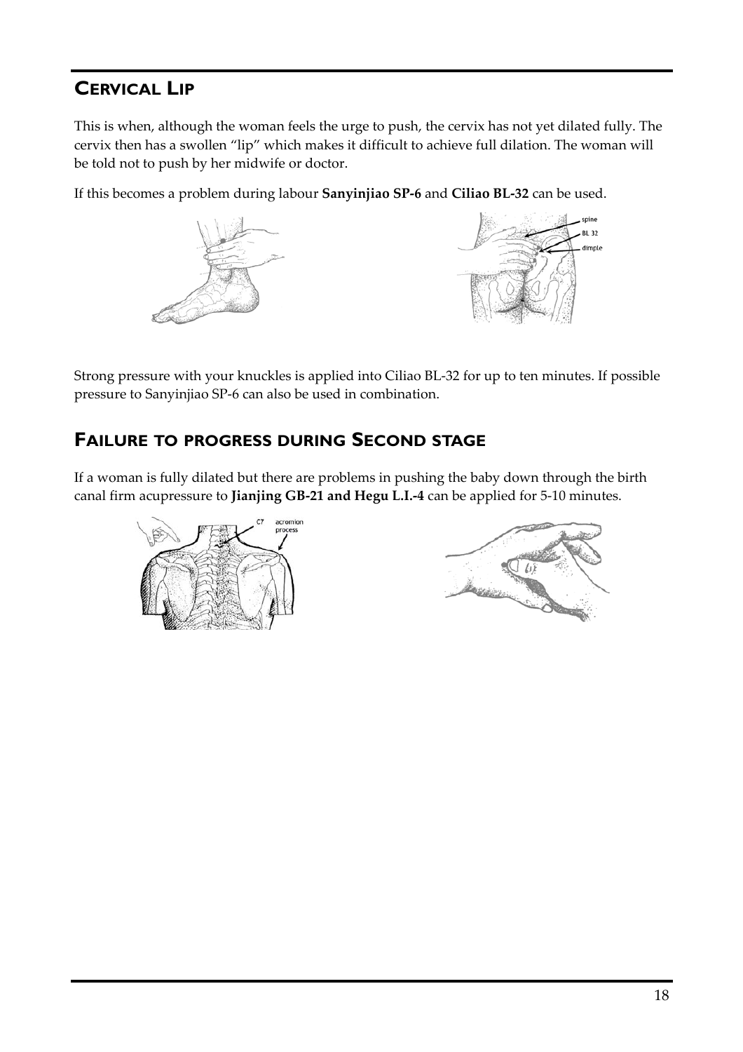## CERVICAL LIP

This is when, although the woman feels the urge to push, the cervix has not yet dilated fully. The cervix then has a swollen "lip" which makes it difficult to achieve full dilation. The woman will be told not to push by her midwife or doctor.

If this becomes a problem during labour **Sanyinjiao SP-6** and **Ciliao BL-32** can be used.

Strong pressure with your knuckles is applied into Ciliao BL-32 for up to ten minutes. If possible pressure to Sanyinjiao SP-6 can also be used in combination.

## FAILURE TO PROGRESS DURING SECOND STAGE

If a woman is fully dilated but there are problems in pushing the baby down through the birth canal firm acupressure to **Jianjing GB-21 and Hegu L.I.-4** can be applied for 5-10 minutes.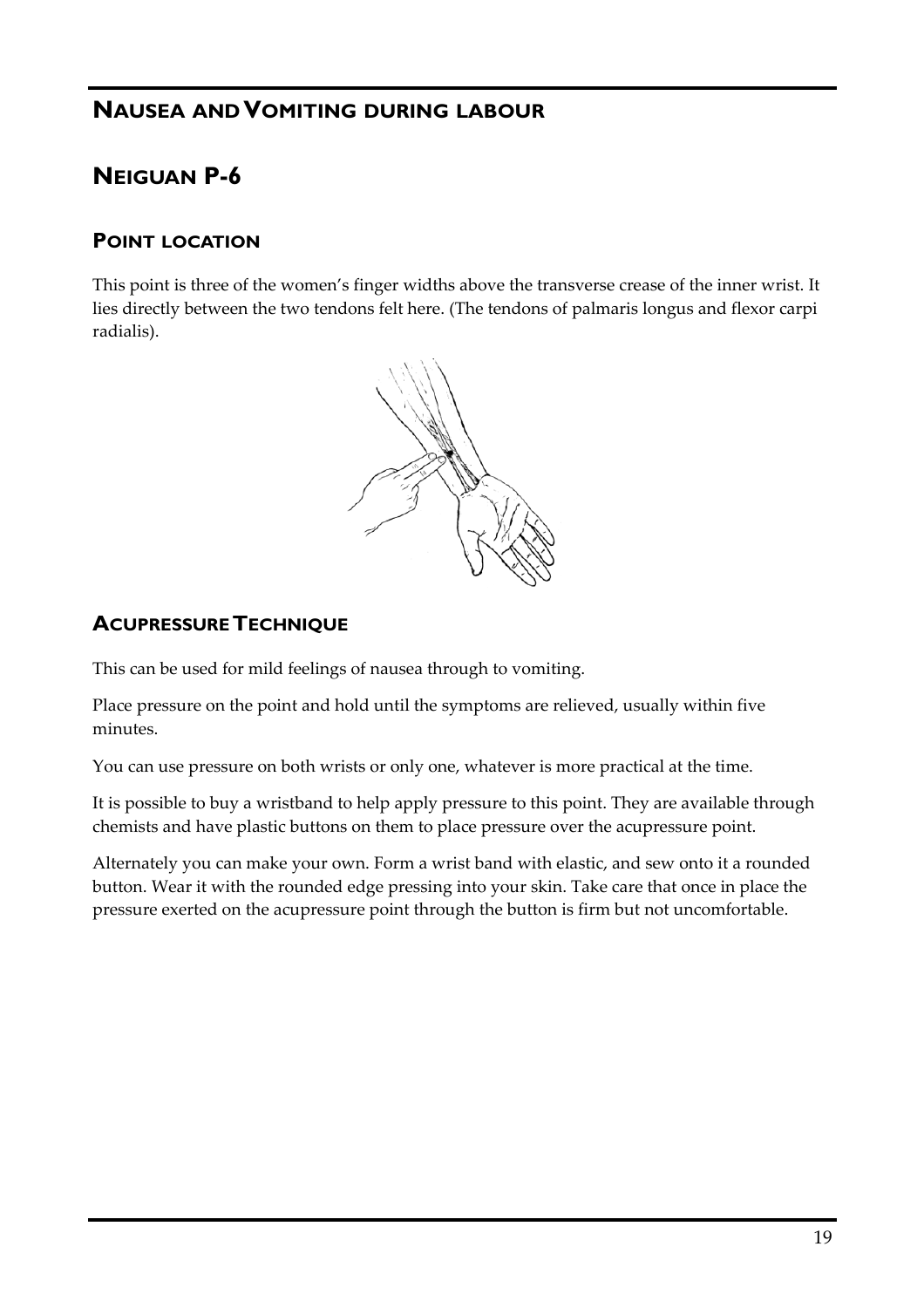## Nausea and Vomiting during labour

## Neiguan P-6

### Point location

This point is three of the women's finger widths above the transverse crease of the inner wrist. It lies directly between the two tendons felt here. (The tendons of palmaris longus and flexor carpi radialis).

### Acupressure Technique

This can be used for mild feelings of nausea through to vomiting.

Place pressure on the point and hold until the symptoms are relieved, usually within five minutes.

You can use pressure on both wrists or only one, whatever is more practical at the time.

It is possible to buy a wristband to help apply pressure to this point. They are available through chemists and have plastic buttons on them to place pressure over the acupressure point.

Alternately you can make your own. Form a wrist band with elastic, and sew onto it a rounded button. Wear it with the rounded edge pressing into your skin. Take care that once in place the pressure exerted on the acupressure point through the button is firm but not uncomfortable.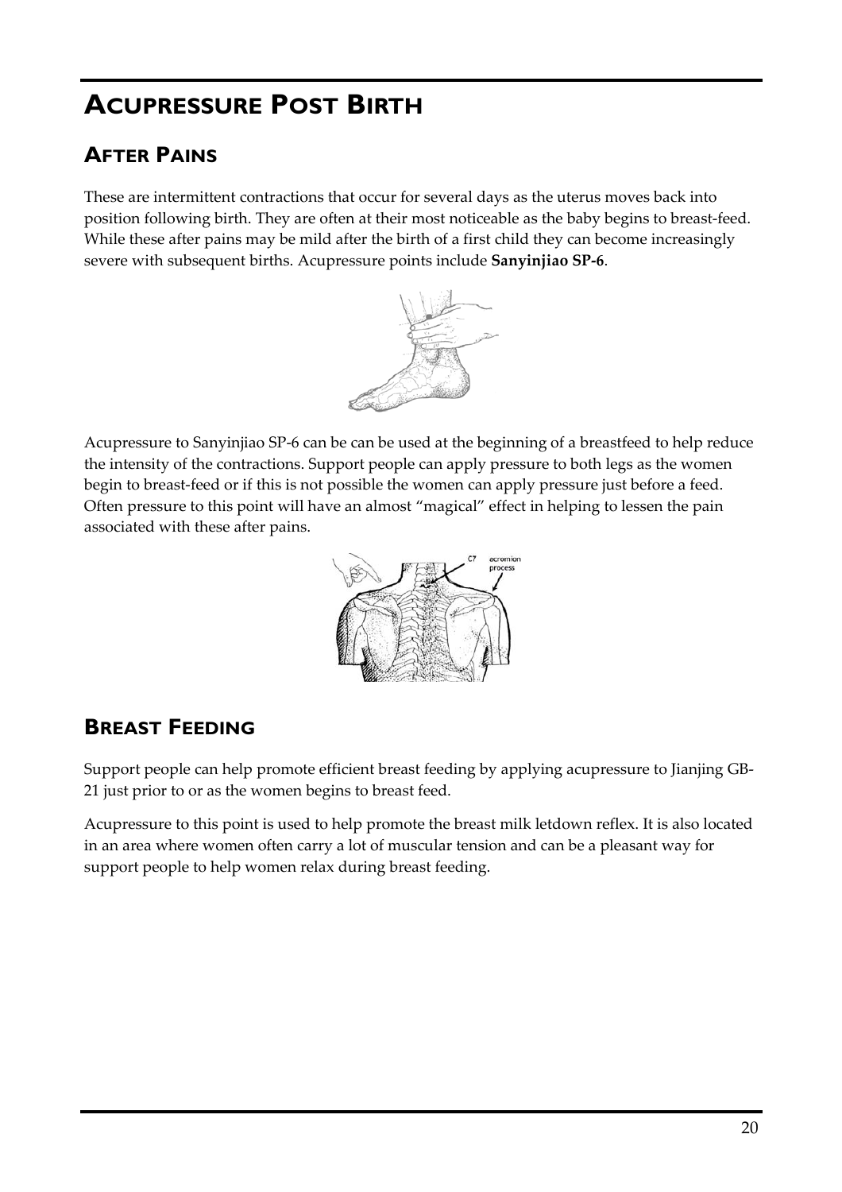# Acupressure Post Birth

## After Pains

These are intermittent contractions that occur for several days as the uterus moves back into position following birth. They are often at their most noticeable as the baby begins to breast-feed. While these after pains may be mild after the birth of a first child they can become increasingly severe with subsequent births. Acupressure points include **Sanyinjiao SP-6**.

Acupressure to Sanyinjiao SP-6 can be can be used at the beginning of a breastfeed to help reduce the intensity of the contractions. Support people can apply pressure to both legs as the women begin to breast-feed or if this is not possible the women can apply pressure just before a feed. Often pressure to this point will have an almost "magical" effect in helping to lessen the pain associated with these after pains.

## Breast Feeding

Support people can help promote efficient breast feeding by applying acupressure to Jianjing GB-21 just prior to or as the women begins to breast feed.

Acupressure to this point is used to help promote the breast milk letdown reflex. It is also located in an area where women often carry a lot of muscular tension and can be a pleasant way for support people to help women relax during breast feeding.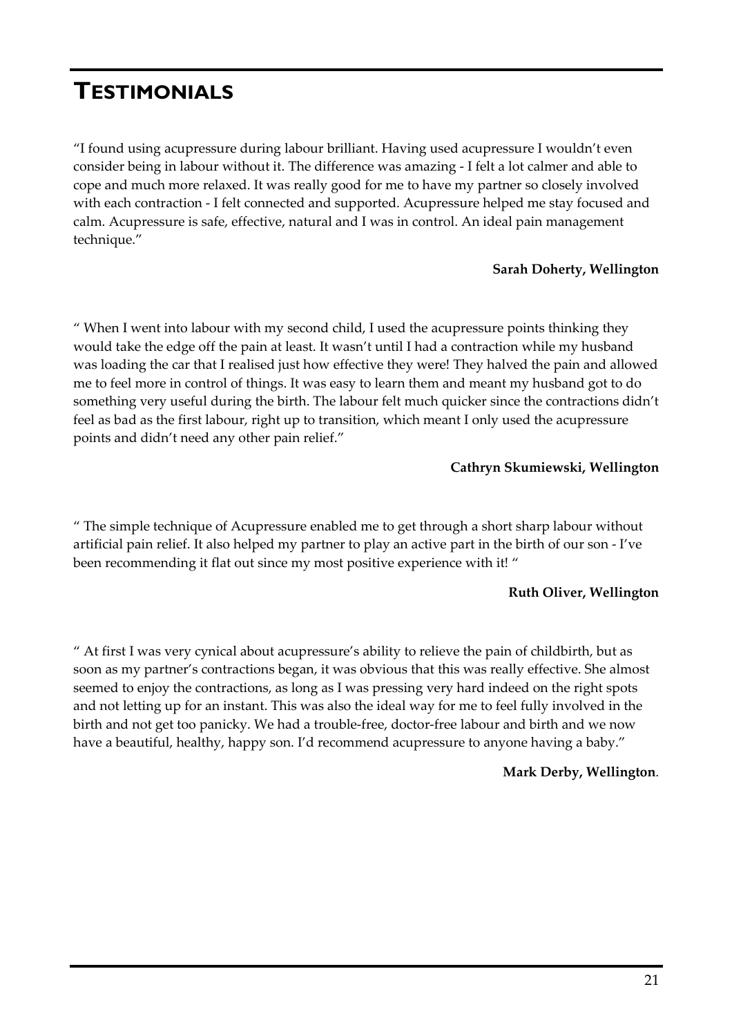# TESTIMONIALS

"I found using acupressure during labour brilliant. Having used acupressure I wouldn't even consider being in labour without it. The difference was amazing - I felt a lot calmer and able to cope and much more relaxed. It was really good for me to have my partner so closely involved with each contraction - I felt connected and supported. Acupressure helped me stay focused and calm. Acupressure is safe, effective, natural and I was in control. An ideal pain management technique."

**Sarah Doherty, Wellington**

" When I went into labour with my second child, I used the acupressure points thinking they would take the edge off the pain at least. It wasn't until I had a contraction while my husband was loading the car that I realised just how effective they were! They halved the pain and allowed me to feel more in control of things. It was easy to learn them and meant my husband got to do something very useful during the birth. The labour felt much quicker since the contractions didn't feel as bad as the first labour, right up to transition, which meant I only used the acupressure points and didn't need any other pain relief."

**Cathryn Skumiewski, Wellington**

" The simple technique of Acupressure enabled me to get through a short sharp labour without artificial pain relief. It also helped my partner to play an active part in the birth of our son - I've been recommending it flat out since my most positive experience with it! "

**Ruth Oliver, Wellington**

" At first I was very cynical about acupressure's ability to relieve the pain of childbirth, but as soon as my partner's contractions began, it was obvious that this was really effective. She almost seemed to enjoy the contractions, as long as I was pressing very hard indeed on the right spots and not letting up for an instant. This was also the ideal way for me to feel fully involved in the birth and not get too panicky. We had a trouble-free, doctor-free labour and birth and we now have a beautiful, healthy, happy son. I'd recommend acupressure to anyone having a baby."

**Mark Derby, Wellington**.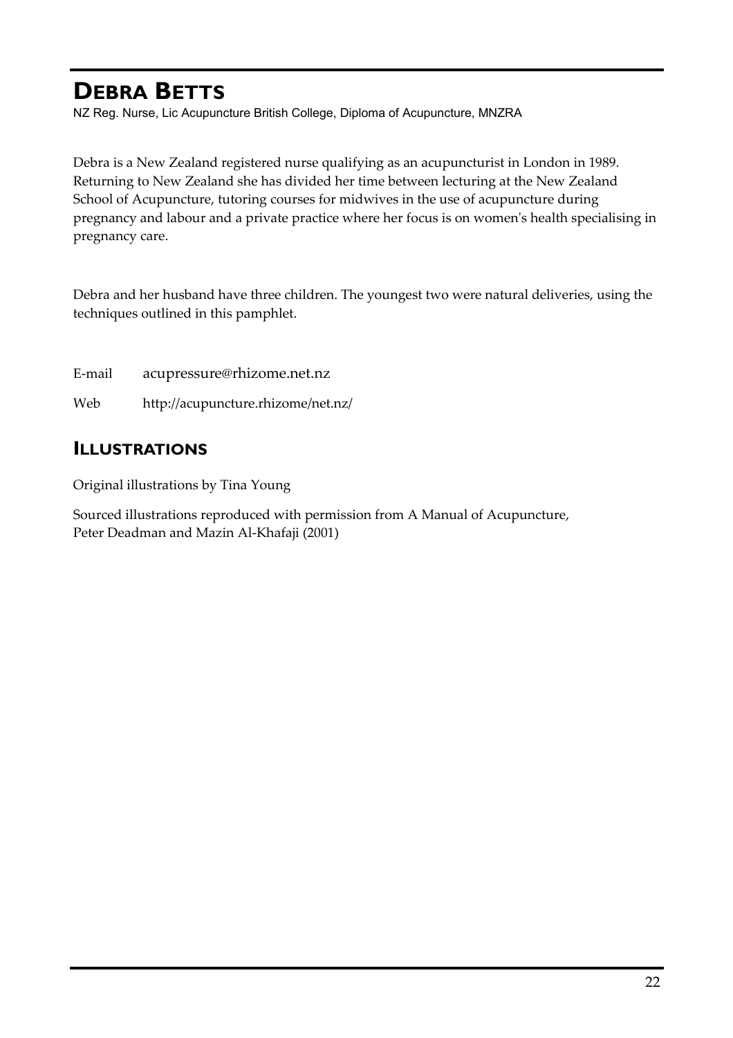# Debra Betts

NZ Reg. Nurse, Lic Acupuncture British College, Diploma of Acupuncture, MNZRA

Debra is a New Zealand registered nurse qualifying as an acupuncturist in London in 1989. Returning to New Zealand she has divided her time between lecturing at the New Zealand School of Acupuncture, tutoring courses for midwives in the use of acupuncture during pregnancy and labour and a private practice where her focus is on women's health specialising in pregnancy care.

Debra and her husband have three children. The youngest two were natural deliveries, using the techniques outlined in this pamphlet.

E-mail acupressure@rhizome.net.nz

Web http://acupuncture.rhizome/net.nz/

## Illustrations

Original illustrations by Tina Young

Sourced illustrations reproduced with permission from A Manual of Acupuncture, Peter Deadman and Mazin Al-Khafaji (2001)